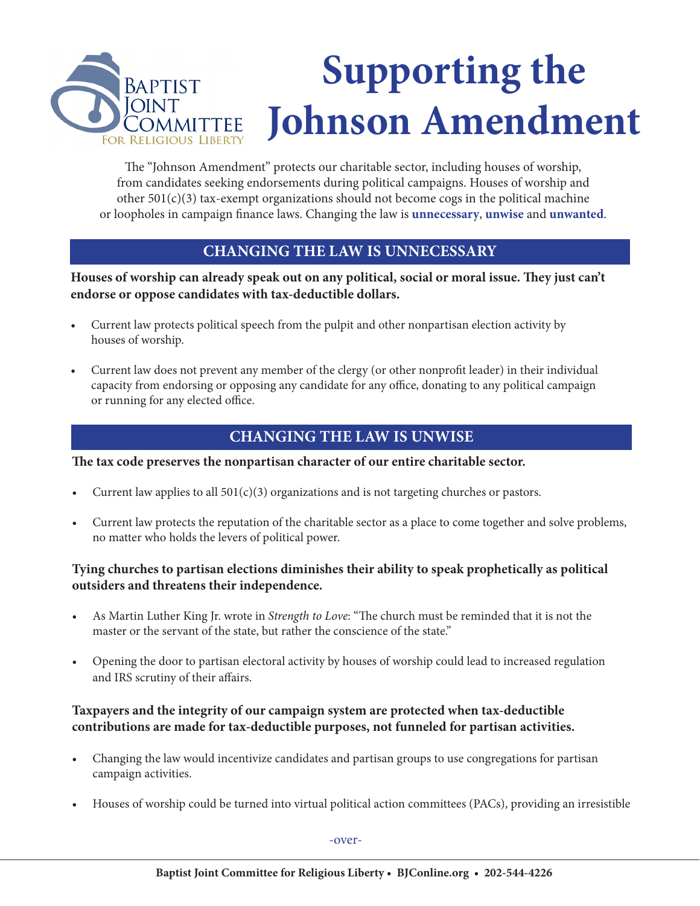Baptist Joint Committee for Religious Liberty

# Supporting the Johnson Amendment

The "Johnson Amendment" protects our charitable sector, including houses of worship, from candidates seeking endorsements during political campaigns. Houses of worship and other 501(c)(3) tax-exempt organizations should not become cogs in the political machine or loopholes in campaign finance laws. Changing the law is **unnecessary**, **unwise** and **unwanted**.

## CHANGING THE LAW IS UNNECESSARY

**Houses of worship can already speak out on any political, social or moral issue. They just can't endorse or oppose candidates with tax-deductible dollars.**

- Current law protects political speech from the pulpit and other nonpartisan election activity by houses of worship.
- Current law does not prevent any member of the clergy (or other nonprofit leader) in their individual capacity from endorsing or opposing any candidate for any office, donating to any political campaign or running for any elected office.

## CHANGING THE LAW IS UNWISE

**The tax code preserves the nonpartisan character of our entire charitable sector.**

- Current law applies to all 501(c)(3) organizations and is not targeting churches or pastors.
- Current law protects the reputation of the charitable sector as a place to come together and solve problems, no matter who holds the levers of political power.

**Tying churches to partisan elections diminishes their ability to speak prophetically as political outsiders and threatens their independence.**

- As Martin Luther King Jr. wrote in *Strength to Love*: "The church must be reminded that it is not the master or the servant of the state, but rather the conscience of the state."
- Opening the door to partisan electoral activity by houses of worship could lead to increased regulation and IRS scrutiny of their affairs.

**Taxpayers and the integrity of our campaign system are protected when tax-deductible contributions are made for tax-deductible purposes, not funneled for partisan activities.**

- Changing the law would incentivize candidates and partisan groups to use congregations for partisan campaign activities.
- Houses of worship could be turned into virtual political action committees (PACs), providing an irresistible

-over-

Baptist Joint Committee for Religious Liberty • BJConline.org • 202-544-4226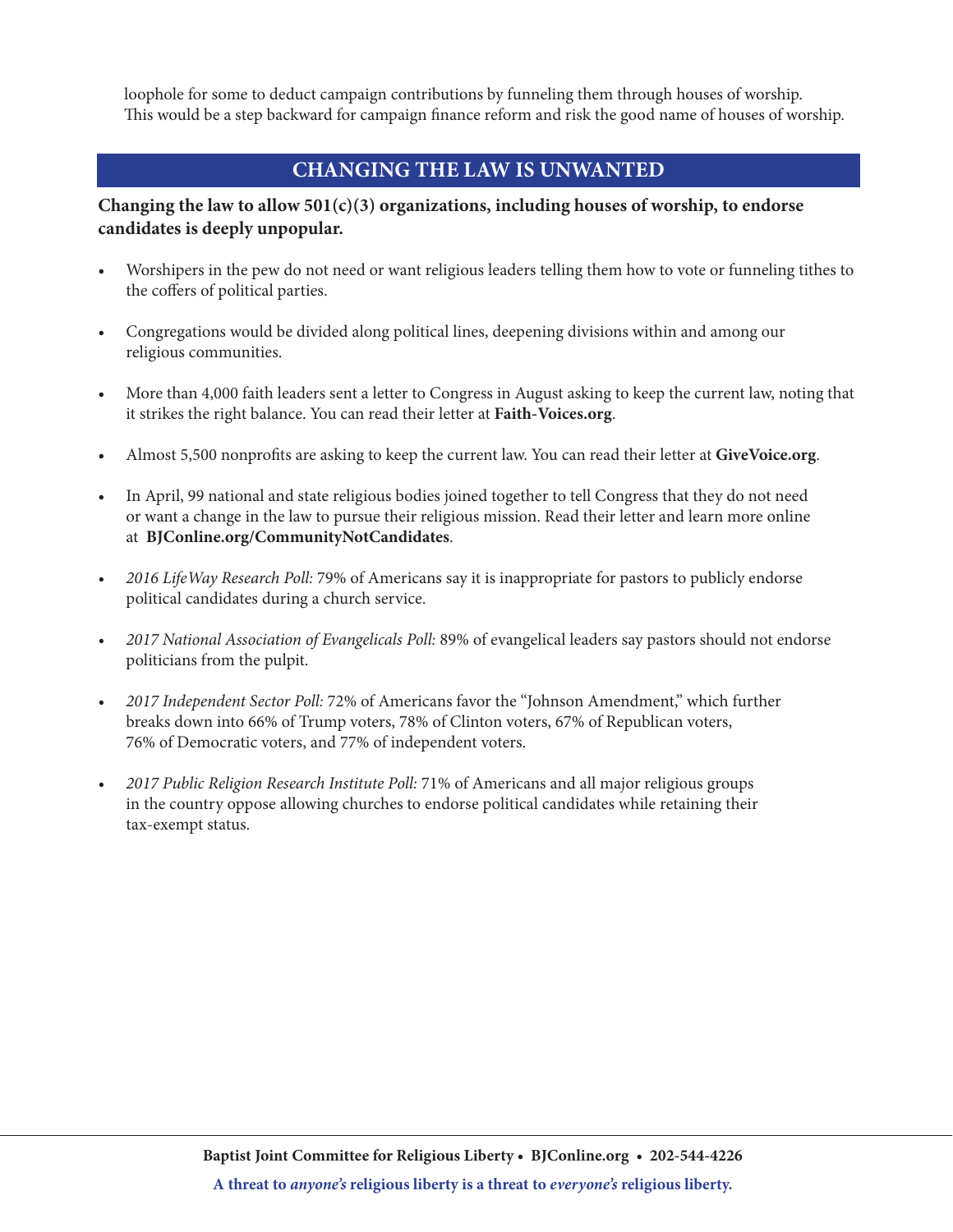loophole for some to deduct campaign contributions by funneling them through houses of worship. This would be a step backward for campaign finance reform and risk the good name of houses of worship.

## CHANGING THE LAW IS UNWANTED

**Changing the law to allow 501(c)(3) organizations, including houses of worship, to endorse candidates is deeply unpopular.**

- Worshipers in the pew do not need or want religious leaders telling them how to vote or funneling tithes to the coffers of political parties.
- Congregations would be divided along political lines, deepening divisions within and among our religious communities.
- More than 4,000 faith leaders sent a letter to Congress in August asking to keep the current law, noting that it strikes the right balance. You can read their letter at **Faith-Voices.org**.
- Almost 5,500 nonprofits are asking to keep the current law. You can read their letter at **GiveVoice.org**.
- In April, 99 national and state religious bodies joined together to tell Congress that they do not need or want a change in the law to pursue their religious mission. Read their letter and learn more online at **BJConline.org/CommunityNotCandidates**.
- *2016 LifeWay Research Poll:* 79% of Americans say it is inappropriate for pastors to publicly endorse political candidates during a church service.
- *2017 National Association of Evangelicals Poll:* 89% of evangelical leaders say pastors should not endorse politicians from the pulpit.
- *2017 Independent Sector Poll:* 72% of Americans favor the "Johnson Amendment," which further breaks down into 66% of Trump voters, 78% of Clinton voters, 67% of Republican voters, 76% of Democratic voters, and 77% of independent voters.
- *2017 Public Religion Research Institute Poll:* 71% of Americans and all major religious groups in the country oppose allowing churches to endorse political candidates while retaining their tax-exempt status.

**Baptist Joint Committee for Religious Liberty • BJConline.org • 202-544-4226**

**A threat to *anyone's* religious liberty is a threat to *everyone's* religious liberty.**